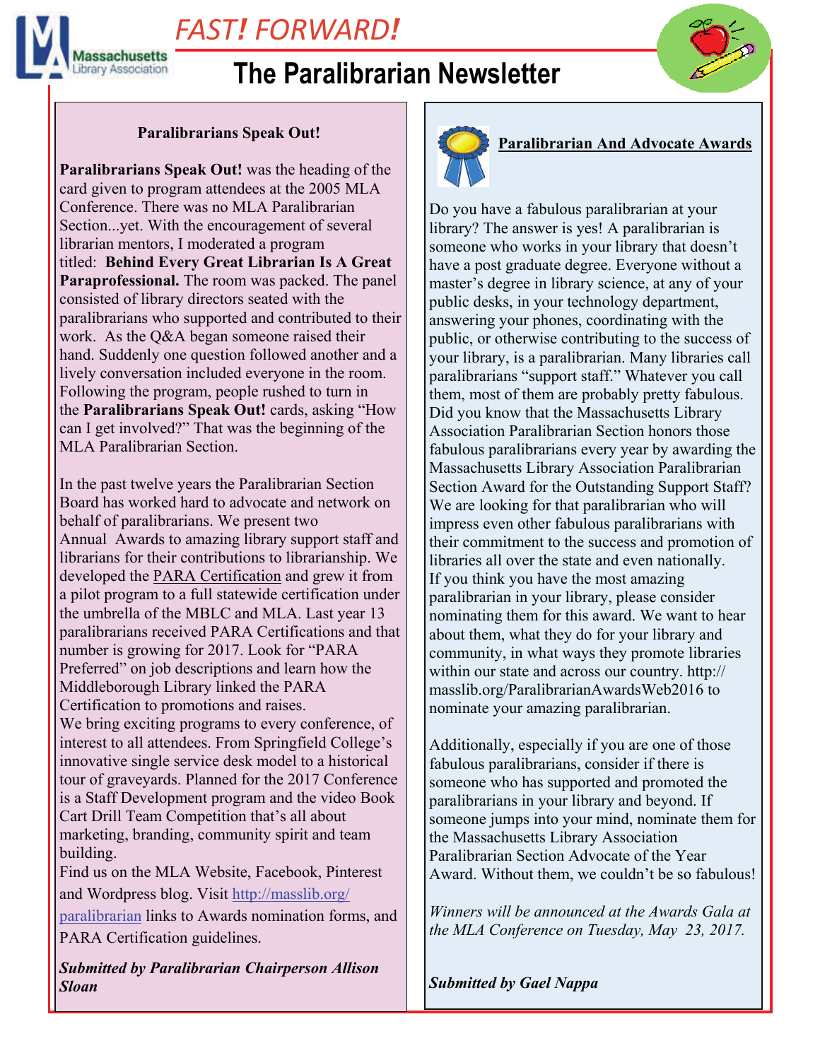# FAST! FORWARD!

Massachusetts Library Association

# The Paralibrarian Newsletter

## Paralibrarians Speak Out!

**Paralibrarians Speak Out!** was the heading of the card given to program attendees at the 2005 MLA Conference. There was no MLA Paralibrarian Section...yet. With the encouragement of several librarian mentors, I moderated a program titled: **Behind Every Great Librarian Is A Great Paraprofessional.** The room was packed. The panel consisted of library directors seated with the paralibrarians who supported and contributed to their work. As the Q&A began someone raised their hand. Suddenly one question followed another and a lively conversation included everyone in the room. Following the program, people rushed to turn in the **Paralibrarians Speak Out!** cards, asking "How can I get involved?" That was the beginning of the MLA Paralibrarian Section.

In the past twelve years the Paralibrarian Section Board has worked hard to advocate and network on behalf of paralibrarians. We present two Annual Awards to amazing library support staff and librarians for their contributions to librarianship. We developed the PARA Certification and grew it from a pilot program to a full statewide certification under the umbrella of the MBLC and MLA. Last year 13 paralibrarians received PARA Certifications and that number is growing for 2017. Look for "PARA Preferred" on job descriptions and learn how the Middleborough Library linked the PARA Certification to promotions and raises.
We bring exciting programs to every conference, of interest to all attendees. From Springfield College's innovative single service desk model to a historical tour of graveyards. Planned for the 2017 Conference is a Staff Development program and the video Book Cart Drill Team Competition that's all about marketing, branding, community spirit and team building.
Find us on the MLA Website, Facebook, Pinterest and Wordpress blog. Visit http://masslib.org/paralibrarian links to Awards nomination forms, and PARA Certification guidelines.

***Submitted by Paralibrarian Chairperson Allison Sloan***

## Paralibrarian And Advocate Awards

Do you have a fabulous paralibrarian at your library? The answer is yes! A paralibrarian is someone who works in your library that doesn't have a post graduate degree. Everyone without a master's degree in library science, at any of your public desks, in your technology department, answering your phones, coordinating with the public, or otherwise contributing to the success of your library, is a paralibrarian. Many libraries call paralibrarians "support staff." Whatever you call them, most of them are probably pretty fabulous. Did you know that the Massachusetts Library Association Paralibrarian Section honors those fabulous paralibrarians every year by awarding the Massachusetts Library Association Paralibrarian Section Award for the Outstanding Support Staff? We are looking for that paralibrarian who will impress even other fabulous paralibrarians with their commitment to the success and promotion of libraries all over the state and even nationally. If you think you have the most amazing paralibrarian in your library, please consider nominating them for this award. We want to hear about them, what they do for your library and community, in what ways they promote libraries within our state and across our country. http://masslib.org/ParalibrarianAwardsWeb2016 to nominate your amazing paralibrarian.

Additionally, especially if you are one of those fabulous paralibrarians, consider if there is someone who has supported and promoted the paralibrarians in your library and beyond. If someone jumps into your mind, nominate them for the Massachusetts Library Association Paralibrarian Section Advocate of the Year Award. Without them, we couldn't be so fabulous!

*Winners will be announced at the Awards Gala at the MLA Conference on Tuesday, May 23, 2017.*

***Submitted by Gael Nappa***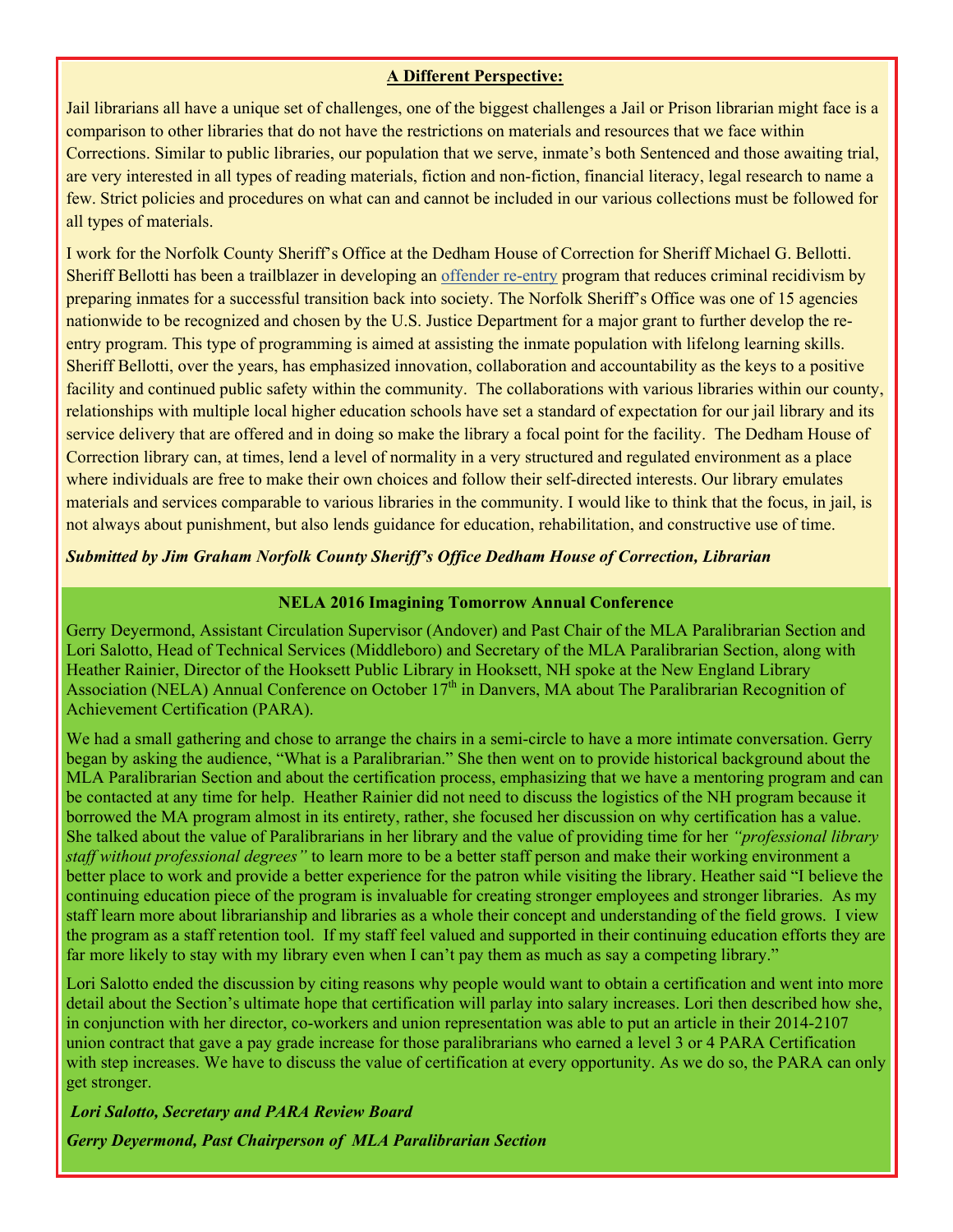## A Different Perspective:

Jail librarians all have a unique set of challenges, one of the biggest challenges a Jail or Prison librarian might face is a comparison to other libraries that do not have the restrictions on materials and resources that we face within Corrections. Similar to public libraries, our population that we serve, inmate's both Sentenced and those awaiting trial, are very interested in all types of reading materials, fiction and non-fiction, financial literacy, legal research to name a few. Strict policies and procedures on what can and cannot be included in our various collections must be followed for all types of materials.

I work for the Norfolk County Sheriff's Office at the Dedham House of Correction for Sheriff Michael G. Bellotti. Sheriff Bellotti has been a trailblazer in developing an offender re-entry program that reduces criminal recidivism by preparing inmates for a successful transition back into society. The Norfolk Sheriff's Office was one of 15 agencies nationwide to be recognized and chosen by the U.S. Justice Department for a major grant to further develop the re-entry program. This type of programming is aimed at assisting the inmate population with lifelong learning skills. Sheriff Bellotti, over the years, has emphasized innovation, collaboration and accountability as the keys to a positive facility and continued public safety within the community. The collaborations with various libraries within our county, relationships with multiple local higher education schools have set a standard of expectation for our jail library and its service delivery that are offered and in doing so make the library a focal point for the facility. The Dedham House of Correction library can, at times, lend a level of normality in a very structured and regulated environment as a place where individuals are free to make their own choices and follow their self-directed interests. Our library emulates materials and services comparable to various libraries in the community. I would like to think that the focus, in jail, is not always about punishment, but also lends guidance for education, rehabilitation, and constructive use of time.

***Submitted by Jim Graham Norfolk County Sheriff's Office Dedham House of Correction, Librarian***

## NELA 2016 Imagining Tomorrow Annual Conference

Gerry Deyermond, Assistant Circulation Supervisor (Andover) and Past Chair of the MLA Paralibrarian Section and Lori Salotto, Head of Technical Services (Middleboro) and Secretary of the MLA Paralibrarian Section, along with Heather Rainier, Director of the Hooksett Public Library in Hooksett, NH spoke at the New England Library Association (NELA) Annual Conference on October 17th in Danvers, MA about The Paralibrarian Recognition of Achievement Certification (PARA).

We had a small gathering and chose to arrange the chairs in a semi-circle to have a more intimate conversation. Gerry began by asking the audience, "What is a Paralibrarian." She then went on to provide historical background about the MLA Paralibrarian Section and about the certification process, emphasizing that we have a mentoring program and can be contacted at any time for help. Heather Rainier did not need to discuss the logistics of the NH program because it borrowed the MA program almost in its entirety, rather, she focused her discussion on why certification has a value. She talked about the value of Paralibrarians in her library and the value of providing time for her *"professional library staff without professional degrees"* to learn more to be a better staff person and make their working environment a better place to work and provide a better experience for the patron while visiting the library. Heather said "I believe the continuing education piece of the program is invaluable for creating stronger employees and stronger libraries. As my staff learn more about librarianship and libraries as a whole their concept and understanding of the field grows. I view the program as a staff retention tool. If my staff feel valued and supported in their continuing education efforts they are far more likely to stay with my library even when I can't pay them as much as say a competing library."

Lori Salotto ended the discussion by citing reasons why people would want to obtain a certification and went into more detail about the Section's ultimate hope that certification will parlay into salary increases. Lori then described how she, in conjunction with her director, co-workers and union representation was able to put an article in their 2014-2107 union contract that gave a pay grade increase for those paralibrarians who earned a level 3 or 4 PARA Certification with step increases. We have to discuss the value of certification at every opportunity. As we do so, the PARA can only get stronger.

***Lori Salotto, Secretary and PARA Review Board***

***Gerry Deyermond, Past Chairperson of MLA Paralibrarian Section***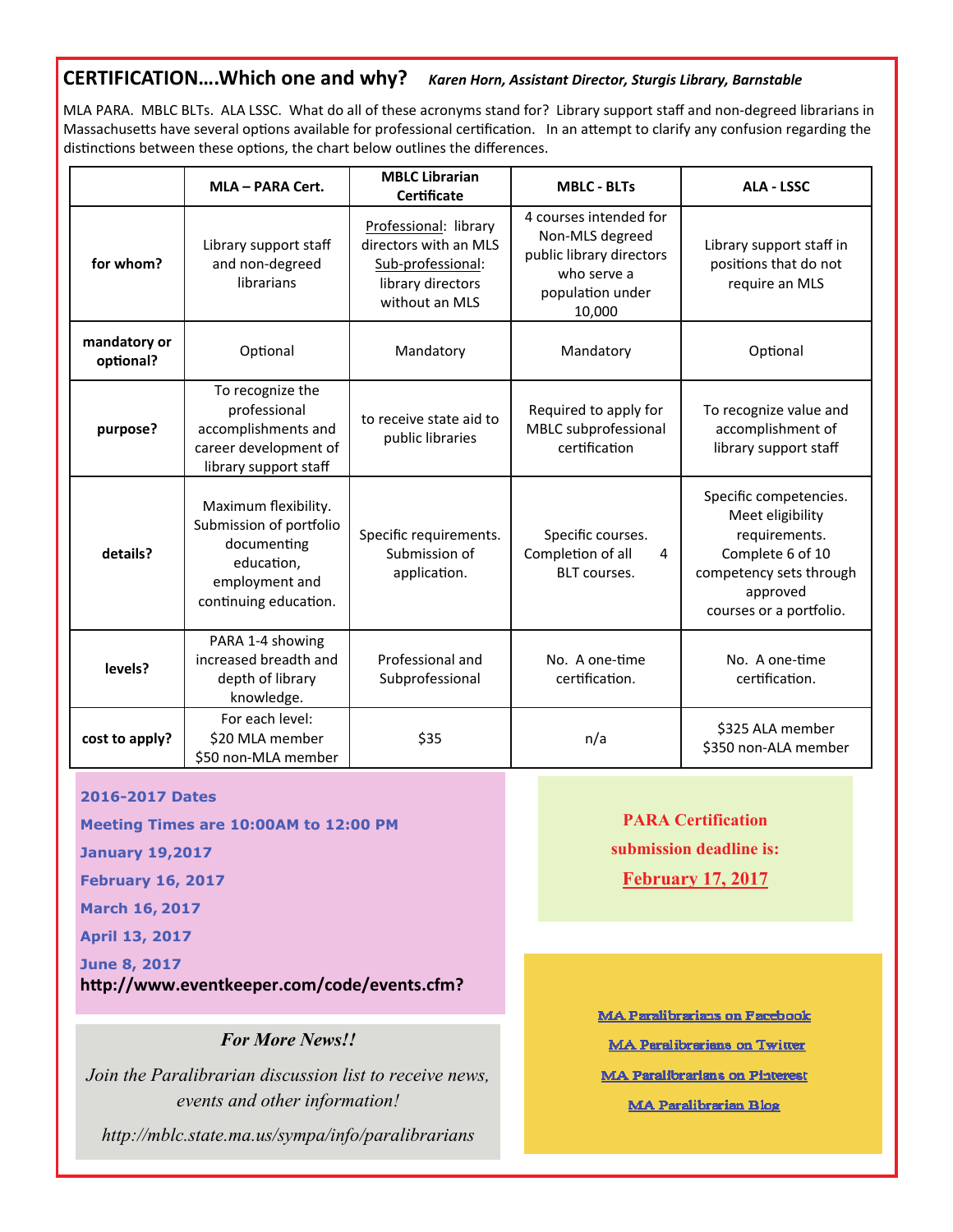## CERTIFICATION….Which one and why? *Karen Horn, Assistant Director, Sturgis Library, Barnstable*

MLA PARA. MBLC BLTs. ALA LSSC. What do all of these acronyms stand for? Library support staff and non-degreed librarians in Massachusetts have several options available for professional certification. In an attempt to clarify any confusion regarding the distinctions between these options, the chart below outlines the differences.

| | MLA – PARA Cert. | MBLC Librarian Certificate | MBLC - BLTs | ALA - LSSC |
|---|---|---|---|---|
| **for whom?** | Library support staff and non-degreed librarians | Professional: library directors with an MLS Sub-professional: library directors without an MLS | 4 courses intended for Non-MLS degreed public library directors who serve a population under 10,000 | Library support staff in positions that do not require an MLS |
| **mandatory or optional?** | Optional | Mandatory | Mandatory | Optional |
| **purpose?** | To recognize the professional accomplishments and career development of library support staff | to receive state aid to public libraries | Required to apply for MBLC subprofessional certification | To recognize value and accomplishment of library support staff |
| **details?** | Maximum flexibility. Submission of portfolio documenting education, employment and continuing education. | Specific requirements. Submission of application. | Specific courses. Completion of all 4 BLT courses. | Specific competencies. Meet eligibility requirements. Complete 6 of 10 competency sets through approved courses or a portfolio. |
| **levels?** | PARA 1-4 showing increased breadth and depth of library knowledge. | Professional and Subprofessional | No. A one-time certification. | No. A one-time certification. |
| **cost to apply?** | For each level: $20 MLA member $50 non-MLA member | $35 | n/a | $325 ALA member $350 non-ALA member |

**2016-2017 Dates**

**Meeting Times are 10:00AM to 12:00 PM**

**January 19,2017**

**February 16, 2017**

**March 16, 2017**

**April 13, 2017**

**June 8, 2017**

**http://www.eventkeeper.com/code/events.cfm?**

**PARA Certification submission deadline is:**

**February 17, 2017**

*For More News!!*

*Join the Paralibrarian discussion list to receive news, events and other information!*

*http://mblc.state.ma.us/sympa/info/paralibrarians*

MA Paralibrarians on Facebook

MA Paralibrarians on Twitter

MA Paralibrarians on Pinterest

MA Paralibrarian Blog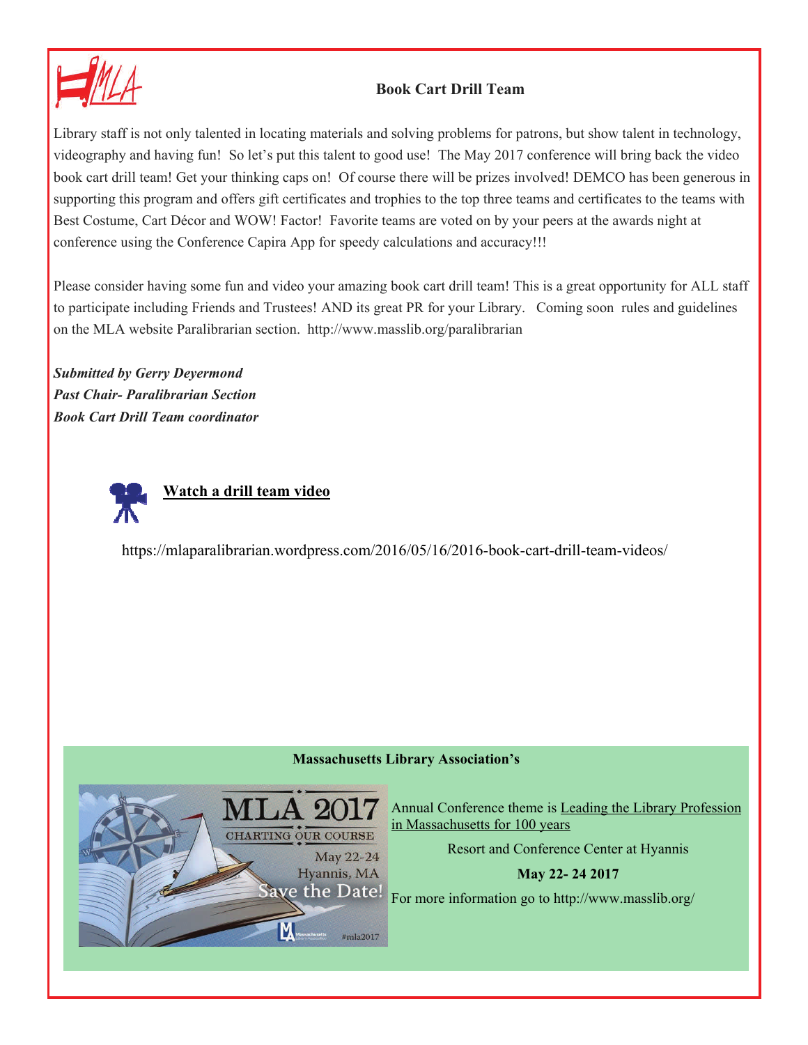## Book Cart Drill Team

Library staff is not only talented in locating materials and solving problems for patrons, but show talent in technology, videography and having fun! So let's put this talent to good use! The May 2017 conference will bring back the video book cart drill team! Get your thinking caps on! Of course there will be prizes involved! DEMCO has been generous in supporting this program and offers gift certificates and trophies to the top three teams and certificates to the teams with Best Costume, Cart Décor and WOW! Factor! Favorite teams are voted on by your peers at the awards night at conference using the Conference Capira App for speedy calculations and accuracy!!!

Please consider having some fun and video your amazing book cart drill team! This is a great opportunity for ALL staff to participate including Friends and Trustees! AND its great PR for your Library. Coming soon rules and guidelines on the MLA website Paralibrarian section. http://www.masslib.org/paralibrarian

***Submitted by Gerry Deyermond***
***Past Chair- Paralibrarian Section***
***Book Cart Drill Team coordinator***

**Watch a drill team video**

https://mlaparalibrarian.wordpress.com/2016/05/16/2016-book-cart-drill-team-videos/

**Massachusetts Library Association's**

MLA 2017
CHARTING OUR COURSE
May 22-24
Hyannis, MA
Save the Date!
#mla2017

Annual Conference theme is Leading the Library Profession in Massachusetts for 100 years

Resort and Conference Center at Hyannis

**May 22- 24 2017**

For more information go to http://www.masslib.org/